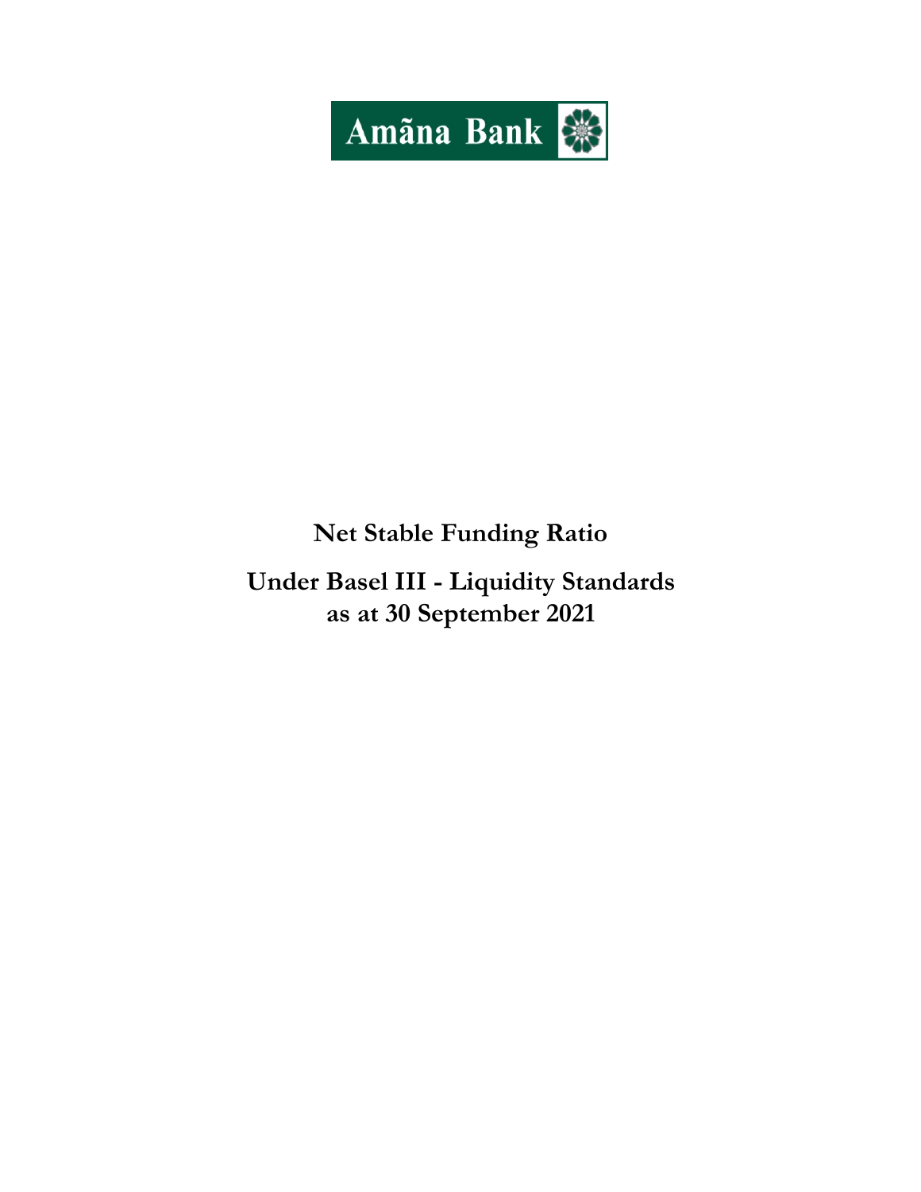Amãna Bank

# Net Stable Funding Ratio

## Under Basel III - Liquidity Standards as at 30 September 2021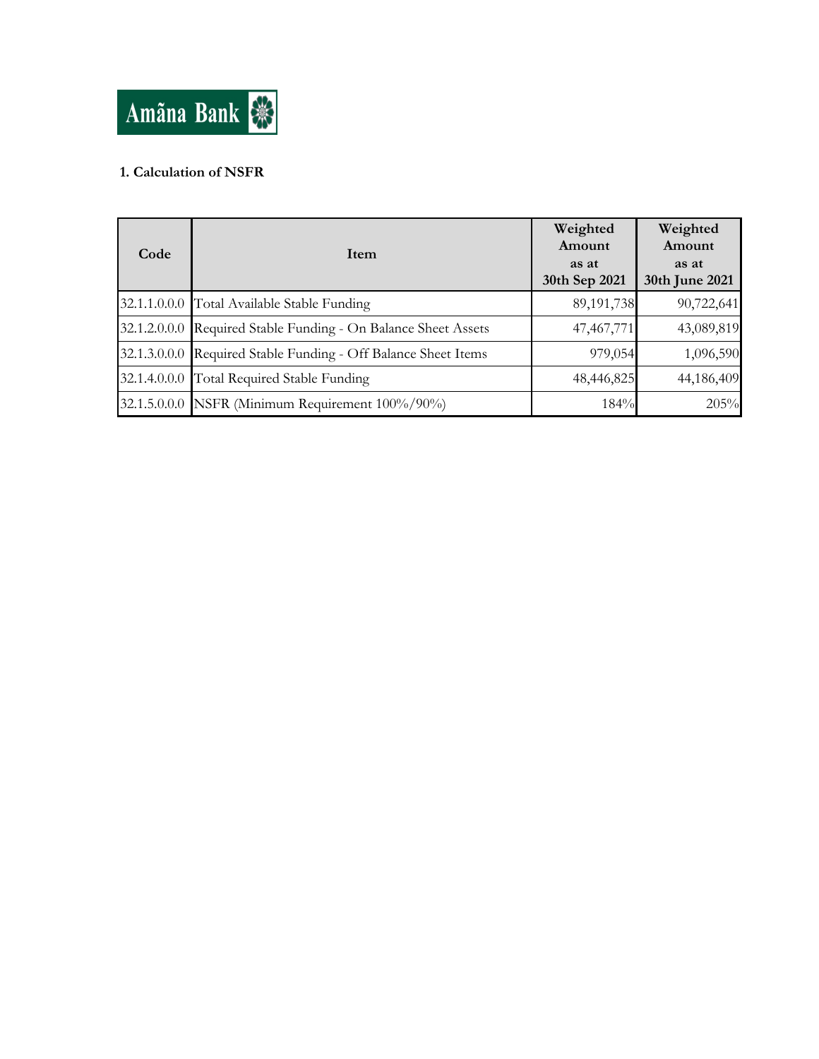Amãna Bank

**1. Calculation of NSFR**

| Code | Item | Weighted Amount as at 30th Sep 2021 | Weighted Amount as at 30th June 2021 |
|---|---|---|---|
| 32.1.1.0.0.0 | Total Available Stable Funding | 89,191,738 | 90,722,641 |
| 32.1.2.0.0.0 | Required Stable Funding - On Balance Sheet Assets | 47,467,771 | 43,089,819 |
| 32.1.3.0.0.0 | Required Stable Funding - Off Balance Sheet Items | 979,054 | 1,096,590 |
| 32.1.4.0.0.0 | Total Required Stable Funding | 48,446,825 | 44,186,409 |
| 32.1.5.0.0.0 | NSFR (Minimum Requirement 100%/90%) | 184% | 205% |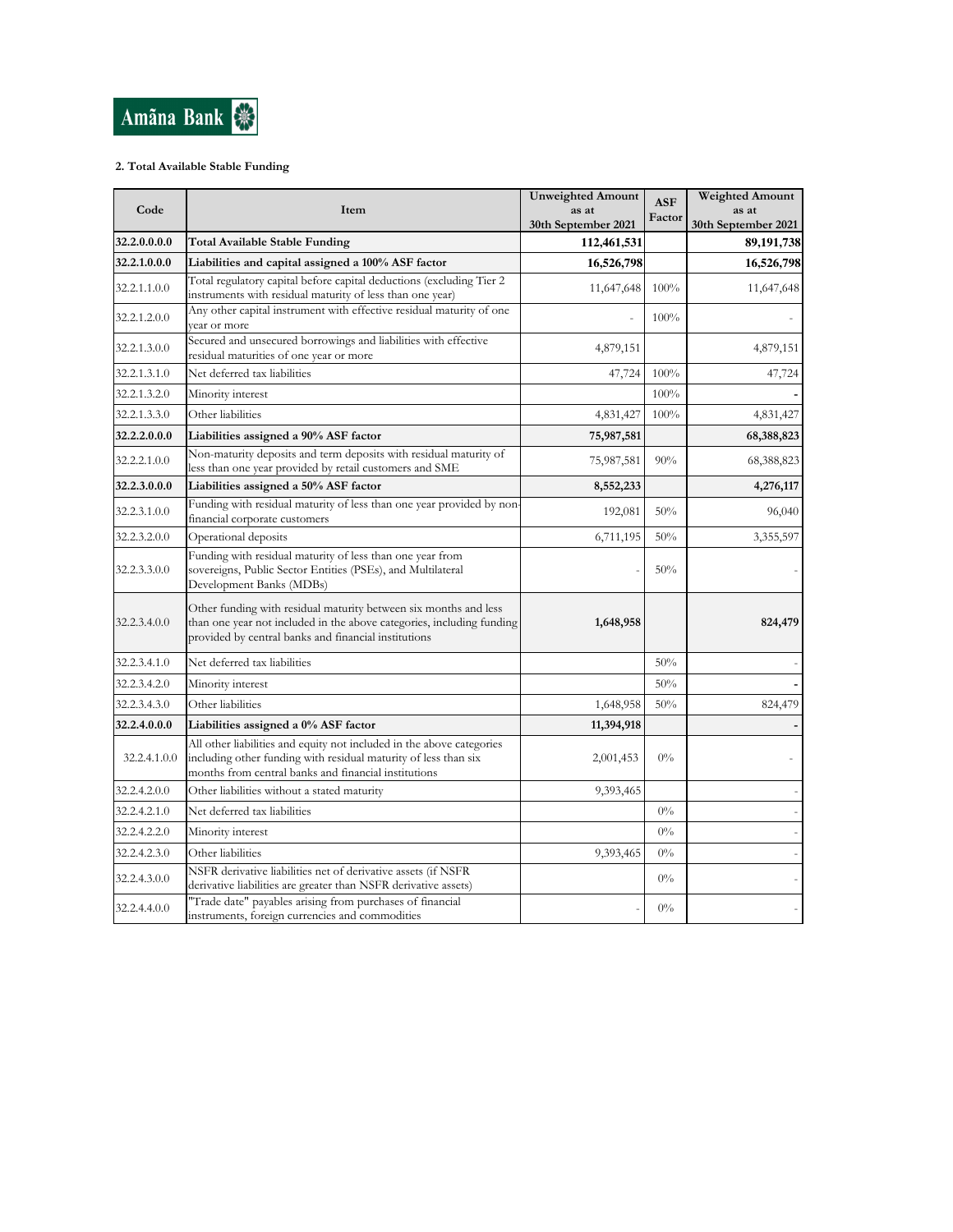Amãna Bank

**2. Total Available Stable Funding**

| Code | Item | Unweighted Amount as at 30th September 2021 | ASF Factor | Weighted Amount as at 30th September 2021 |
|---|---|---|---|---|
| **32.2.0.0.0.0** | **Total Available Stable Funding** | **112,461,531** | | **89,191,738** |
| **32.2.1.0.0.0** | **Liabilities and capital assigned a 100% ASF factor** | **16,526,798** | | **16,526,798** |
| 32.2.1.1.0.0 | Total regulatory capital before capital deductions (excluding Tier 2 instruments with residual maturity of less than one year) | 11,647,648 | 100% | 11,647,648 |
| 32.2.1.2.0.0 | Any other capital instrument with effective residual maturity of one year or more | - | 100% | - |
| 32.2.1.3.0.0 | Secured and unsecured borrowings and liabilities with effective residual maturities of one year or more | 4,879,151 | | 4,879,151 |
| 32.2.1.3.1.0 | Net deferred tax liabilities | 47,724 | 100% | 47,724 |
| 32.2.1.3.2.0 | Minority interest | | 100% | - |
| 32.2.1.3.3.0 | Other liabilities | 4,831,427 | 100% | 4,831,427 |
| **32.2.2.0.0.0** | **Liabilities assigned a 90% ASF factor** | **75,987,581** | | **68,388,823** |
| 32.2.2.1.0.0 | Non-maturity deposits and term deposits with residual maturity of less than one year provided by retail customers and SME | 75,987,581 | 90% | 68,388,823 |
| **32.2.3.0.0.0** | **Liabilities assigned a 50% ASF factor** | **8,552,233** | | **4,276,117** |
| 32.2.3.1.0.0 | Funding with residual maturity of less than one year provided by non-financial corporate customers | 192,081 | 50% | 96,040 |
| 32.2.3.2.0.0 | Operational deposits | 6,711,195 | 50% | 3,355,597 |
| 32.2.3.3.0.0 | Funding with residual maturity of less than one year from sovereigns, Public Sector Entities (PSEs), and Multilateral Development Banks (MDBs) | - | 50% | - |
| 32.2.3.4.0.0 | Other funding with residual maturity between six months and less than one year not included in the above categories, including funding provided by central banks and financial institutions | **1,648,958** | | **824,479** |
| 32.2.3.4.1.0 | Net deferred tax liabilities | | 50% | - |
| 32.2.3.4.2.0 | Minority interest | | 50% | - |
| 32.2.3.4.3.0 | Other liabilities | 1,648,958 | 50% | 824,479 |
| **32.2.4.0.0.0** | **Liabilities assigned a 0% ASF factor** | **11,394,918** | | **-** |
| 32.2.4.1.0.0 | All other liabilities and equity not included in the above categories including other funding with residual maturity of less than six months from central banks and financial institutions | 2,001,453 | 0% | - |
| 32.2.4.2.0.0 | Other liabilities without a stated maturity | 9,393,465 | | - |
| 32.2.4.2.1.0 | Net deferred tax liabilities | | 0% | - |
| 32.2.4.2.2.0 | Minority interest | | 0% | - |
| 32.2.4.2.3.0 | Other liabilities | 9,393,465 | 0% | - |
| 32.2.4.3.0.0 | NSFR derivative liabilities net of derivative assets (if NSFR derivative liabilities are greater than NSFR derivative assets) | | 0% | - |
| 32.2.4.4.0.0 | "Trade date" payables arising from purchases of financial instruments, foreign currencies and commodities | - | 0% | - |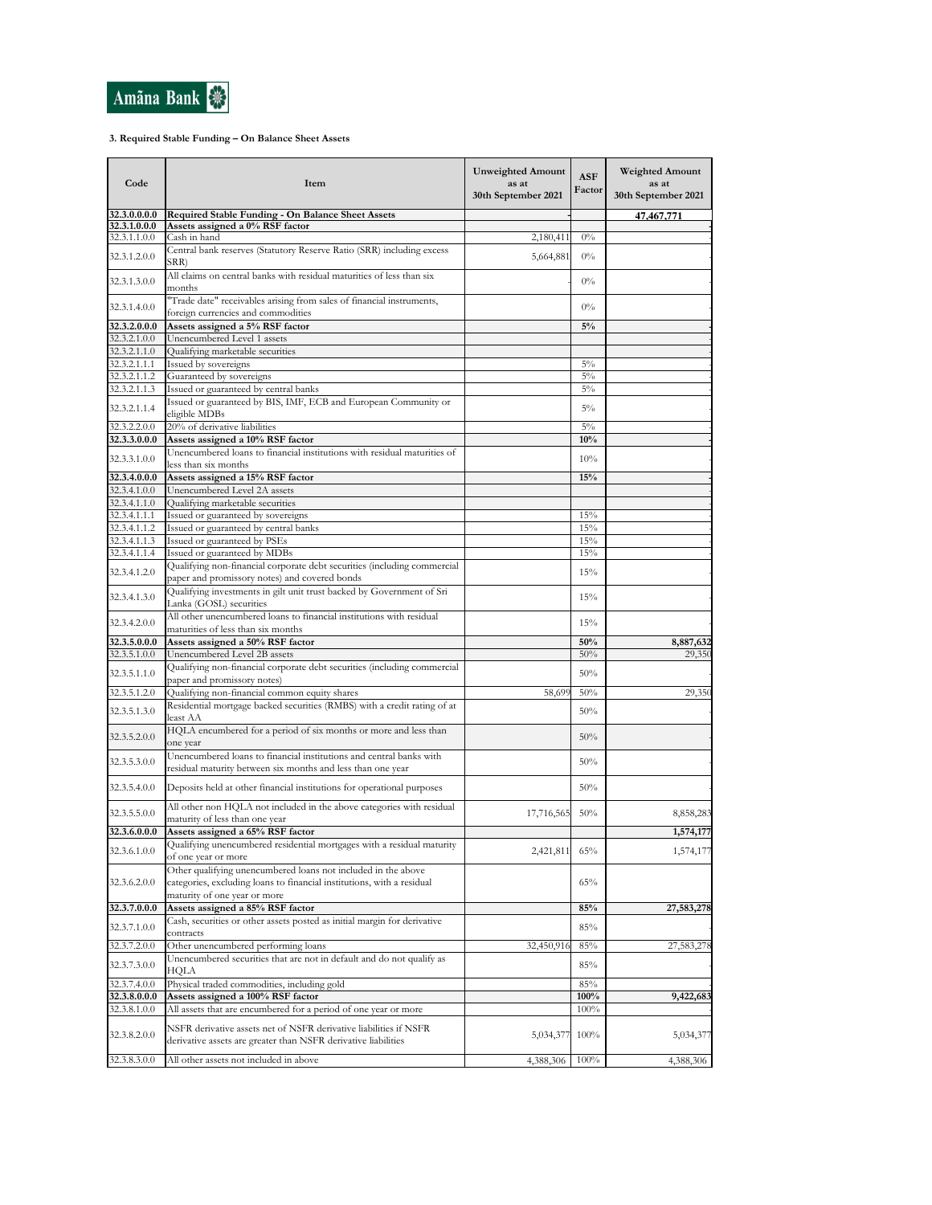Amãna Bank

### 3. Required Stable Funding – On Balance Sheet Assets

| Code | Item | Unweighted Amount as at 30th September 2021 | ASF Factor | Weighted Amount as at 30th September 2021 |
|---|---|---|---|---|
| **32.3.0.0.0.0** | **Required Stable Funding - On Balance Sheet Assets** | - | | **47,467,771** |
| **32.3.1.0.0.0** | **Assets assigned a 0% RSF factor** | | | - |
| 32.3.1.1.0.0 | Cash in hand | 2,180,411 | 0% | |
| 32.3.1.2.0.0 | Central bank reserves (Statutory Reserve Ratio (SRR) including excess SRR) | 5,664,881 | 0% | - |
| 32.3.1.3.0.0 | All claims on central banks with residual maturities of less than six months | | 0% | - |
| 32.3.1.4.0.0 | "Trade date" receivables arising from sales of financial instruments, foreign currencies and commodities | | 0% | - |
| **32.3.2.0.0.0** | **Assets assigned a 5% RSF factor** | | **5%** | - |
| 32.3.2.1.0.0 | Unencumbered Level 1 assets | | | - |
| 32.3.2.1.1.0 | Qualifying marketable securities | | | - |
| 32.3.2.1.1.1 | Issued by sovereigns | | 5% | - |
| 32.3.2.1.1.2 | Guaranteed by sovereigns | | 5% | - |
| 32.3.2.1.1.3 | Issued or guaranteed by central banks | | 5% | - |
| 32.3.2.1.1.4 | Issued or guaranteed by BIS, IMF, ECB and European Community or eligible MDBs | | 5% | - |
| 32.3.2.2.0.0 | 20% of derivative liabilities | | 5% | - |
| **32.3.3.0.0.0** | **Assets assigned a 10% RSF factor** | | **10%** | - |
| 32.3.3.1.0.0 | Unencumbered loans to financial institutions with residual maturities of less than six months | | 10% | - |
| **32.3.4.0.0.0** | **Assets assigned a 15% RSF factor** | | **15%** | - |
| 32.3.4.1.0.0 | Unencumbered Level 2A assets | | | - |
| 32.3.4.1.1.0 | Qualifying marketable securities | | | - |
| 32.3.4.1.1.1 | Issued or guaranteed by sovereigns | | 15% | - |
| 32.3.4.1.1.2 | Issued or guaranteed by central banks | | 15% | - |
| 32.3.4.1.1.3 | Issued or guaranteed by PSEs | | 15% | - |
| 32.3.4.1.1.4 | Issued or guaranteed by MDBs | | 15% | - |
| 32.3.4.1.2.0 | Qualifying non-financial corporate debt securities (including commercial paper and promissory notes) and covered bonds | | 15% | - |
| 32.3.4.1.3.0 | Qualifying investments in gilt unit trust backed by Government of Sri Lanka (GOSL) securities | | 15% | - |
| 32.3.4.2.0.0 | All other unencumbered loans to financial institutions with residual maturities of less than six months | | 15% | - |
| **32.3.5.0.0.0** | **Assets assigned a 50% RSF factor** | | **50%** | **8,887,632** |
| 32.3.5.1.0.0 | Unencumbered Level 2B assets | | 50% | 29,350 |
| 32.3.5.1.1.0 | Qualifying non-financial corporate debt securities (including commercial paper and promissory notes) | | 50% | - |
| 32.3.5.1.2.0 | Qualifying non-financial common equity shares | 58,699 | 50% | 29,350 |
| 32.3.5.1.3.0 | Residential mortgage backed securities (RMBS) with a credit rating of at least AA | | 50% | - |
| 32.3.5.2.0.0 | HQLA encumbered for a period of six months or more and less than one year | | 50% | - |
| 32.3.5.3.0.0 | Unencumbered loans to financial institutions and central banks with residual maturity between six months and less than one year | | 50% | - |
| 32.3.5.4.0.0 | Deposits held at other financial institutions for operational purposes | | 50% | - |
| 32.3.5.5.0.0 | All other non HQLA not included in the above categories with residual maturity of less than one year | 17,716,565 | 50% | 8,858,283 |
| **32.3.6.0.0.0** | **Assets assigned a 65% RSF factor** | | | **1,574,177** |
| 32.3.6.1.0.0 | Qualifying unencumbered residential mortgages with a residual maturity of one year or more | 2,421,811 | 65% | 1,574,177 |
| 32.3.6.2.0.0 | Other qualifying unencumbered loans not included in the above categories, excluding loans to financial institutions, with a residual maturity of one year or more | | 65% | - |
| **32.3.7.0.0.0** | **Assets assigned a 85% RSF factor** | | **85%** | **27,583,278** |
| 32.3.7.1.0.0 | Cash, securities or other assets posted as initial margin for derivative contracts | | 85% | - |
| 32.3.7.2.0.0 | Other unencumbered performing loans | 32,450,916 | 85% | 27,583,278 |
| 32.3.7.3.0.0 | Unencumbered securities that are not in default and do not qualify as HQLA | | 85% | - |
| 32.3.7.4.0.0 | Physical traded commodities, including gold | | 85% | - |
| **32.3.8.0.0.0** | **Assets assigned a 100% RSF factor** | | **100%** | **9,422,683** |
| 32.3.8.1.0.0 | All assets that are encumbered for a period of one year or more | | 100% | - |
| 32.3.8.2.0.0 | NSFR derivative assets net of NSFR derivative liabilities if NSFR derivative assets are greater than NSFR derivative liabilities | 5,034,377 | 100% | 5,034,377 |
| 32.3.8.3.0.0 | All other assets not included in above | 4,388,306 | 100% | 4,388,306 |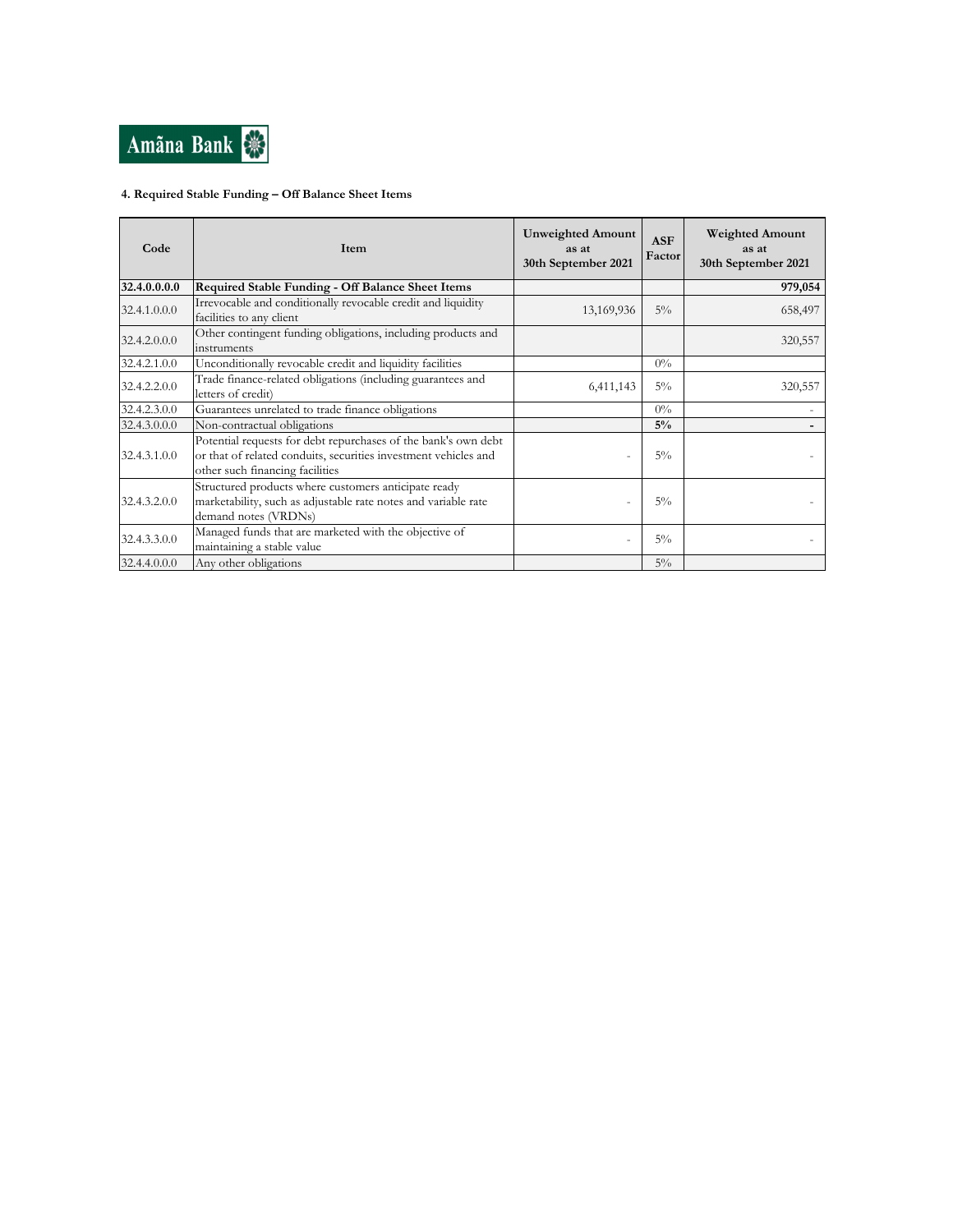Amãna Bank

#### 4. Required Stable Funding – Off Balance Sheet Items

| Code | Item | Unweighted Amount as at 30th September 2021 | ASF Factor | Weighted Amount as at 30th September 2021 |
|---|---|---|---|---|
| **32.4.0.0.0.0** | **Required Stable Funding - Off Balance Sheet Items** | | | **979,054** |
| 32.4.1.0.0.0 | Irrevocable and conditionally revocable credit and liquidity facilities to any client | 13,169,936 | 5% | 658,497 |
| 32.4.2.0.0.0 | Other contingent funding obligations, including products and instruments | | | 320,557 |
| 32.4.2.1.0.0 | Unconditionally revocable credit and liquidity facilities | | 0% | |
| 32.4.2.2.0.0 | Trade finance-related obligations (including guarantees and letters of credit) | 6,411,143 | 5% | 320,557 |
| 32.4.2.3.0.0 | Guarantees unrelated to trade finance obligations | | 0% | - |
| 32.4.3.0.0.0 | Non-contractual obligations | | **5%** | **-** |
| 32.4.3.1.0.0 | Potential requests for debt repurchases of the bank's own debt or that of related conduits, securities investment vehicles and other such financing facilities | - | 5% | - |
| 32.4.3.2.0.0 | Structured products where customers anticipate ready marketability, such as adjustable rate notes and variable rate demand notes (VRDNs) | - | 5% | - |
| 32.4.3.3.0.0 | Managed funds that are marketed with the objective of maintaining a stable value | - | 5% | - |
| 32.4.4.0.0.0 | Any other obligations | | 5% | |